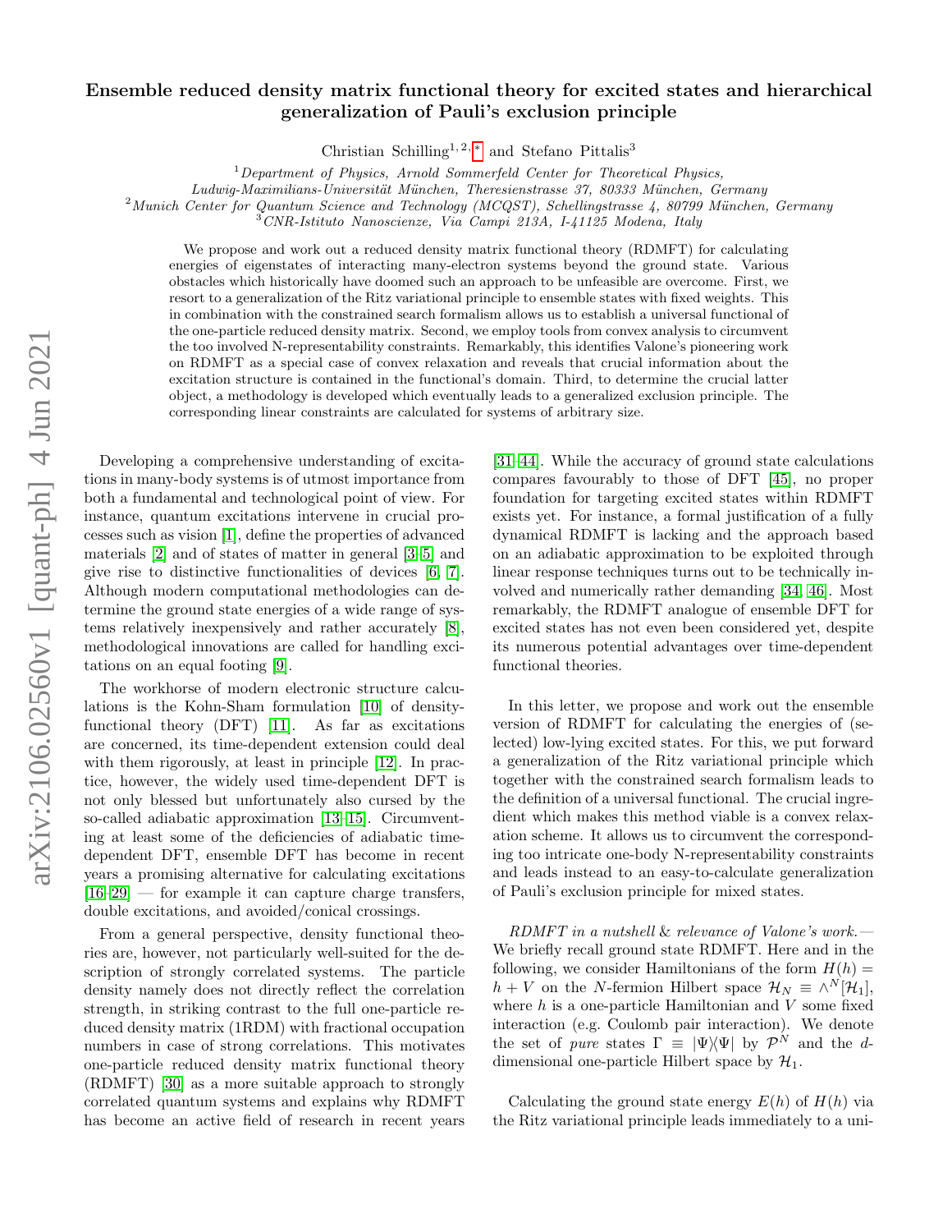# Ensemble reduced density matrix functional theory for excited states and hierarchical generalization of Pauli's exclusion principle

Christian Schilling[1, 2, *] and Stefano Pittalis[3]

[1] *Department of Physics, Arnold Sommerfeld Center for Theoretical Physics, Ludwig-Maximilians-Universität München, Theresienstrasse 37, 80333 München, Germany*
[2] *Munich Center for Quantum Science and Technology (MCQST), Schellingstrasse 4, 80799 München, Germany*
[3] *CNR-Istituto Nanoscienze, Via Campi 213A, I-41125 Modena, Italy*

We propose and work out a reduced density matrix functional theory (RDMFT) for calculating energies of eigenstates of interacting many-electron systems beyond the ground state. Various obstacles which historically have doomed such an approach to be unfeasible are overcome. First, we resort to a generalization of the Ritz variational principle to ensemble states with fixed weights. This in combination with the constrained search formalism allows us to establish a universal functional of the one-particle reduced density matrix. Second, we employ tools from convex analysis to circumvent the too involved N-representability constraints. Remarkably, this identifies Valone's pioneering work on RDMFT as a special case of convex relaxation and reveals that crucial information about the excitation structure is contained in the functional's domain. Third, to determine the crucial latter object, a methodology is developed which eventually leads to a generalized exclusion principle. The corresponding linear constraints are calculated for systems of arbitrary size.

Developing a comprehensive understanding of excitations in many-body systems is of utmost importance from both a fundamental and technological point of view. For instance, quantum excitations intervene in crucial processes such as vision [1], define the properties of advanced materials [2] and of states of matter in general [3–5] and give rise to distinctive functionalities of devices [6, 7]. Although modern computational methodologies can determine the ground state energies of a wide range of systems relatively inexpensively and rather accurately [8], methodological innovations are called for handling excitations on an equal footing [9].

The workhorse of modern electronic structure calculations is the Kohn-Sham formulation [10] of density-functional theory (DFT) [11]. As far as excitations are concerned, its time-dependent extension could deal with them rigorously, at least in principle [12]. In practice, however, the widely used time-dependent DFT is not only blessed but unfortunately also cursed by the so-called adiabatic approximation [13–15]. Circumventing at least some of the deficiencies of adiabatic time-dependent DFT, ensemble DFT has become in recent years a promising alternative for calculating excitations [16–29] — for example it can capture charge transfers, double excitations, and avoided/conical crossings.

From a general perspective, density functional theories are, however, not particularly well-suited for the description of strongly correlated systems. The particle density namely does not directly reflect the correlation strength, in striking contrast to the full one-particle reduced density matrix (1RDM) with fractional occupation numbers in case of strong correlations. This motivates one-particle reduced density matrix functional theory (RDMFT) [30] as a more suitable approach to strongly correlated quantum systems and explains why RDMFT has become an active field of research in recent years [31–44]. While the accuracy of ground state calculations compares favourably to those of DFT [45], no proper foundation for targeting excited states within RDMFT exists yet. For instance, a formal justification of a fully dynamical RDMFT is lacking and the approach based on an adiabatic approximation to be exploited through linear response techniques turns out to be technically involved and numerically rather demanding [34, 46]. Most remarkably, the RDMFT analogue of ensemble DFT for excited states has not even been considered yet, despite its numerous potential advantages over time-dependent functional theories.

In this letter, we propose and work out the ensemble version of RDMFT for calculating the energies of (selected) low-lying excited states. For this, we put forward a generalization of the Ritz variational principle which together with the constrained search formalism leads to the definition of a universal functional. The crucial ingredient which makes this method viable is a convex relaxation scheme. It allows us to circumvent the corresponding too intricate one-body N-representability constraints and leads instead to an easy-to-calculate generalization of Pauli's exclusion principle for mixed states.

*RDMFT in a nutshell & relevance of Valone's work.*— We briefly recall ground state RDMFT. Here and in the following, we consider Hamiltonians of the form $H(h) = h + V$ on the $N$-fermion Hilbert space $\mathcal{H}_N \equiv \wedge^N[\mathcal{H}_1]$, where $h$ is a one-particle Hamiltonian and $V$ some fixed interaction (e.g. Coulomb pair interaction). We denote the set of *pure* states $\Gamma \equiv |\Psi\rangle\langle\Psi|$ by $\mathcal{P}^N$ and the $d$-dimensional one-particle Hilbert space by $\mathcal{H}_1$.

Calculating the ground state energy $E(h)$ of $H(h)$ via the Ritz variational principle leads immediately to a uni-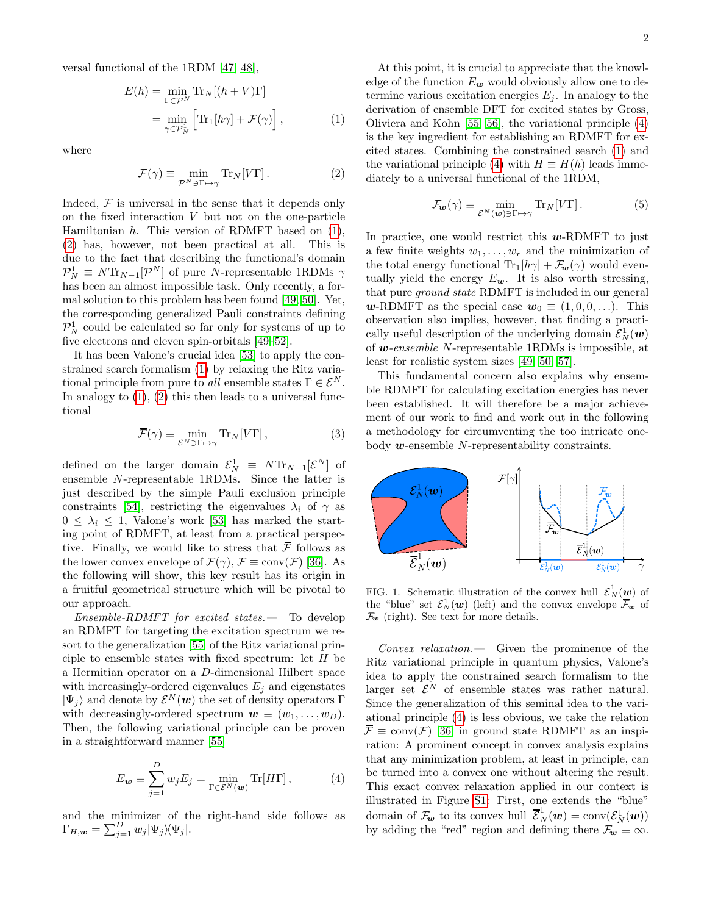versal functional of the 1RDM [47, 48],

$$
\begin{aligned}
E(h) &= \min_{\Gamma \in \mathcal{P}^N} \mathrm{Tr}_N[(h+V)\Gamma] \\
&= \min_{\gamma \in \mathcal{P}^1_N} \Big[\mathrm{Tr}_1[h\gamma] + \mathcal{F}(\gamma)\Big], \qquad (1)
\end{aligned}
$$

where

$$
\mathcal{F}(\gamma) \equiv \min_{\mathcal{P}^N \ni \Gamma \mapsto \gamma} \mathrm{Tr}_N[V\Gamma]. \qquad (2)
$$

Indeed, $\mathcal{F}$ is universal in the sense that it depends only on the fixed interaction $V$ but not on the one-particle Hamiltonian $h$. This version of RDMFT based on (1), (2) has, however, not been practical at all. This is due to the fact that describing the functional's domain $\mathcal{P}^1_N \equiv N\mathrm{Tr}_{N-1}[\mathcal{P}^N]$ of pure $N$-representable 1RDMs $\gamma$ has been an almost impossible task. Only recently, a formal solution to this problem has been found [49, 50]. Yet, the corresponding generalized Pauli constraints defining $\mathcal{P}^1_N$ could be calculated so far only for systems of up to five electrons and eleven spin-orbitals [49–52].

It has been Valone's crucial idea [53] to apply the constrained search formalism (1) by relaxing the Ritz variational principle from pure to *all* ensemble states $\Gamma \in \mathcal{E}^N$. In analogy to (1), (2) this then leads to a universal functional

$$
\overline{\mathcal{F}}(\gamma) \equiv \min_{\mathcal{E}^N \ni \Gamma \mapsto \gamma} \mathrm{Tr}_N[V\Gamma], \qquad (3)
$$

defined on the larger domain $\mathcal{E}^1_N \equiv N\mathrm{Tr}_{N-1}[\mathcal{E}^N]$ of ensemble $N$-representable 1RDMs. Since the latter is just described by the simple Pauli exclusion principle constraints [54], restricting the eigenvalues $\lambda_i$ of $\gamma$ as $0 \leq \lambda_i \leq 1$, Valone's work [53] has marked the starting point of RDMFT, at least from a practical perspective. Finally, we would like to stress that $\overline{\mathcal{F}}$ follows as the lower convex envelope of $\mathcal{F}(\gamma)$, $\overline{\mathcal{F}} \equiv \mathrm{conv}(\mathcal{F})$ [36]. As the following will show, this key result has its origin in a fruitful geometrical structure which will be pivotal to our approach.

*Ensemble-RDMFT for excited states.*— To develop an RDMFT for targeting the excitation spectrum we resort to the generalization [55] of the Ritz variational principle to ensemble states with fixed spectrum: let $H$ be a Hermitian operator on a $D$-dimensional Hilbert space with increasingly-ordered eigenvalues $E_j$ and eigenstates $|\Psi_j\rangle$ and denote by $\mathcal{E}^N(\boldsymbol{w})$ the set of density operators $\Gamma$ with decreasingly-ordered spectrum $\boldsymbol{w} \equiv (w_1, \ldots, w_D)$. Then, the following variational principle can be proven in a straightforward manner [55]

$$
E_{\boldsymbol{w}} \equiv \sum_{j=1}^{D} w_j E_j = \min_{\Gamma \in \mathcal{E}^N(\boldsymbol{w})} \mathrm{Tr}[H\Gamma], \qquad (4)
$$

and the minimizer of the right-hand side follows as $\Gamma_{H,\boldsymbol{w}} = \sum_{j=1}^{D} w_j |\Psi_j\rangle\langle\Psi_j|$.

At this point, it is crucial to appreciate that the knowledge of the function $E_{\boldsymbol{w}}$ would obviously allow one to determine various excitation energies $E_j$. In analogy to the derivation of ensemble DFT for excited states by Gross, Oliviera and Kohn [55, 56], the variational principle (4) is the key ingredient for establishing an RDMFT for excited states. Combining the constrained search (1) and the variational principle (4) with $H \equiv H(h)$ leads immediately to a universal functional of the 1RDM,

$$
\mathcal{F}_{\boldsymbol{w}}(\gamma) \equiv \min_{\mathcal{E}^N(\boldsymbol{w}) \ni \Gamma \mapsto \gamma} \mathrm{Tr}_N[V\Gamma]. \qquad (5)
$$

In practice, one would restrict this $\boldsymbol{w}$-RDMFT to just a few finite weights $w_1, \ldots, w_r$ and the minimization of the total energy functional $\mathrm{Tr}_1[h\gamma] + \mathcal{F}_{\boldsymbol{w}}(\gamma)$ would eventually yield the energy $E_{\boldsymbol{w}}$. It is also worth stressing, that pure *ground state* RDMFT is included in our general $\boldsymbol{w}$-RDMFT as the special case $\boldsymbol{w}_0 \equiv (1, 0, 0, \ldots)$. This observation also implies, however, that finding a practically useful description of the underlying domain $\mathcal{E}^1_N(\boldsymbol{w})$ of $\boldsymbol{w}$-*ensemble* $N$-representable 1RDMs is impossible, at least for realistic system sizes [49, 50, 57].

This fundamental concern also explains why ensemble RDMFT for calculating excitation energies has never been established. It will therefore be a major achievement of our work to find and work out in the following a methodology for circumventing the too intricate one-body $\boldsymbol{w}$-ensemble $N$-representability constraints.

FIG. 1. Schematic illustration of the convex hull $\overline{\mathcal{E}}^1_N(\boldsymbol{w})$ of the "blue" set $\mathcal{E}^1_N(\boldsymbol{w})$ (left) and the convex envelope $\overline{\mathcal{F}}_{\boldsymbol{w}}$ of $\mathcal{F}_{\boldsymbol{w}}$ (right). See text for more details.

*Convex relaxation.*— Given the prominence of the Ritz variational principle in quantum physics, Valone's idea to apply the constrained search formalism to the larger set $\mathcal{E}^N$ of ensemble states was rather natural. Since the generalization of this seminal idea to the variational principle (4) is less obvious, we take the relation $\overline{\mathcal{F}} \equiv \mathrm{conv}(\mathcal{F})$ [36] in ground state RDMFT as an inspiration: A prominent concept in convex analysis explains that any minimization problem, at least in principle, can be turned into a convex one without altering the result. This exact convex relaxation applied in our context is illustrated in Figure S1. First, one extends the "blue" domain of $\mathcal{F}_{\boldsymbol{w}}$ to its convex hull $\overline{\mathcal{E}}^1_N(\boldsymbol{w}) = \mathrm{conv}(\mathcal{E}^1_N(\boldsymbol{w}))$ by adding the "red" region and defining there $\mathcal{F}_{\boldsymbol{w}} \equiv \infty$.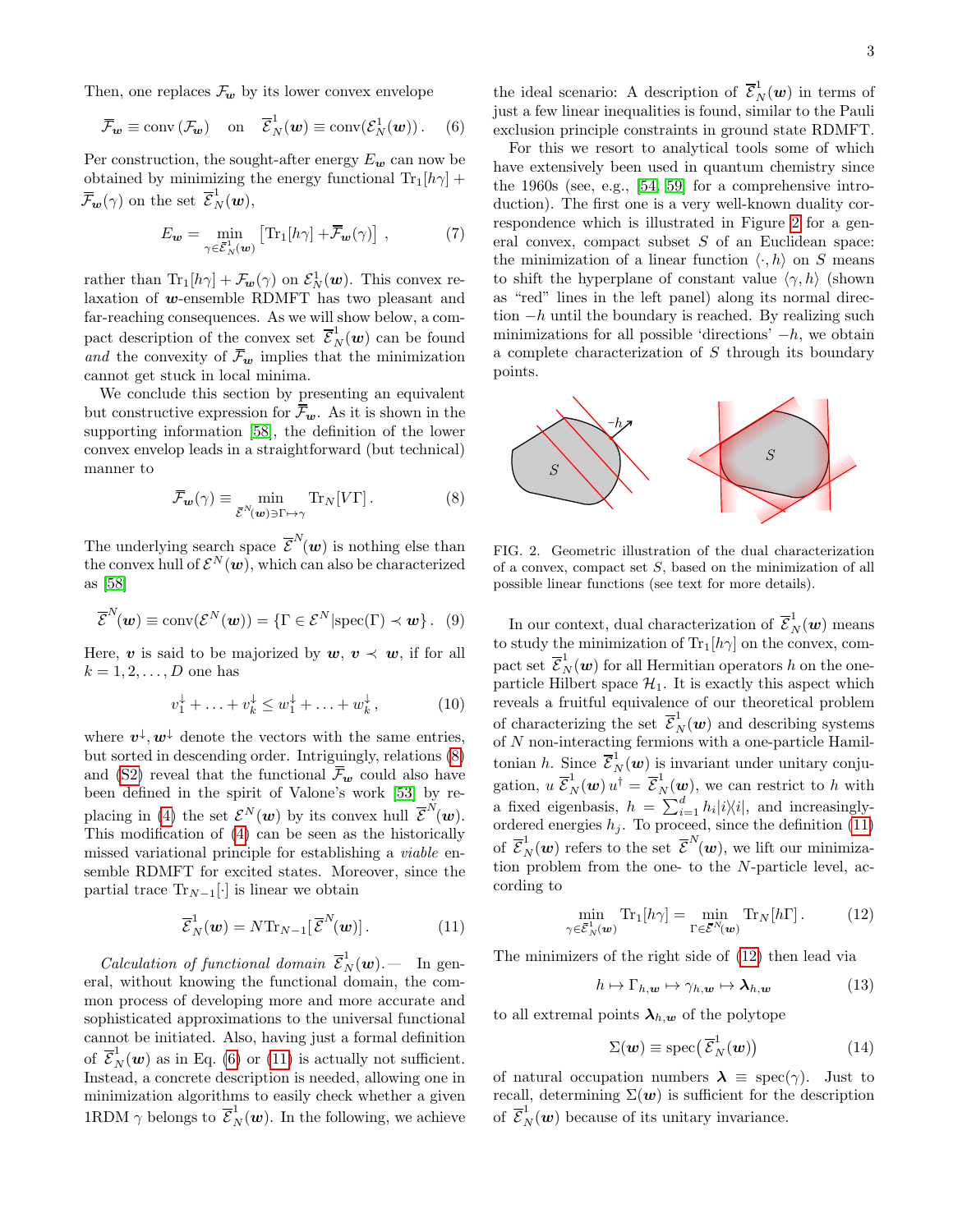Then, one replaces $\mathcal{F}_{\boldsymbol{w}}$ by its lower convex envelope

$$\overline{\mathcal{F}}_{\boldsymbol{w}} \equiv \mathrm{conv}\left(\mathcal{F}_{\boldsymbol{w}}\right) \quad \text{on} \quad \overline{\mathcal{E}}^1_N(\boldsymbol{w}) \equiv \mathrm{conv}(\mathcal{E}^1_N(\boldsymbol{w}))\,. \tag{6}$$

Per construction, the sought-after energy $E_{\boldsymbol{w}}$ can now be obtained by minimizing the energy functional $\mathrm{Tr}_1[h\gamma] + \overline{\mathcal{F}}_{\boldsymbol{w}}(\gamma)$ on the set $\overline{\mathcal{E}}^1_N(\boldsymbol{w})$,

$$E_{\boldsymbol{w}} = \min_{\gamma\in\overline{\mathcal{E}}^1_N(\boldsymbol{w})} \left[\mathrm{Tr}_1[h\gamma] + \overline{\mathcal{F}}_{\boldsymbol{w}}(\gamma)\right]\,, \tag{7}$$

rather than $\mathrm{Tr}_1[h\gamma] + \mathcal{F}_{\boldsymbol{w}}(\gamma)$ on $\mathcal{E}^1_N(\boldsymbol{w})$. This convex relaxation of $\boldsymbol{w}$-ensemble RDMFT has two pleasant and far-reaching consequences. As we will show below, a compact description of the convex set $\overline{\mathcal{E}}^1_N(\boldsymbol{w})$ can be found *and* the convexity of $\overline{\mathcal{F}}_{\boldsymbol{w}}$ implies that the minimization cannot get stuck in local minima.

We conclude this section by presenting an equivalent but constructive expression for $\overline{\mathcal{F}}_{\boldsymbol{w}}$. As it is shown in the supporting information [58], the definition of the lower convex envelop leads in a straightforward (but technical) manner to

$$\overline{\mathcal{F}}_{\boldsymbol{w}}(\gamma) \equiv \min_{\overline{\mathcal{E}}^N(\boldsymbol{w})\ni\Gamma\mapsto\gamma} \mathrm{Tr}_N[V\Gamma]\,. \tag{8}$$

The underlying search space $\overline{\mathcal{E}}^N(\boldsymbol{w})$ is nothing else than the convex hull of $\mathcal{E}^N(\boldsymbol{w})$, which can also be characterized as [58]

$$\overline{\mathcal{E}}^N(\boldsymbol{w}) \equiv \mathrm{conv}(\mathcal{E}^N(\boldsymbol{w})) = \{\Gamma\in\mathcal{E}^N | \mathrm{spec}(\Gamma) \prec \boldsymbol{w}\}\,. \tag{9}$$

Here, $\boldsymbol{v}$ is said to be majorized by $\boldsymbol{w}$, $\boldsymbol{v}\prec\boldsymbol{w}$, if for all $k = 1, 2, \ldots, D$ one has

$$v_1^{\downarrow} + \ldots + v_k^{\downarrow} \leq w_1^{\downarrow} + \ldots + w_k^{\downarrow}\,, \tag{10}$$

where $\boldsymbol{v}^{\downarrow}, \boldsymbol{w}^{\downarrow}$ denote the vectors with the same entries, but sorted in descending order. Intriguingly, relations (8) and (S2) reveal that the functional $\overline{\mathcal{F}}_{\boldsymbol{w}}$ could also have been defined in the spirit of Valone's work [53] by replacing in (4) the set $\mathcal{E}^N(\boldsymbol{w})$ by its convex hull $\overline{\mathcal{E}}^N(\boldsymbol{w})$. This modification of (4) can be seen as the historically missed variational principle for establishing a *viable* ensemble RDMFT for excited states. Moreover, since the partial trace $\mathrm{Tr}_{N-1}[\cdot]$ is linear we obtain

$$\overline{\mathcal{E}}^1_N(\boldsymbol{w}) = N\mathrm{Tr}_{N-1}[\,\overline{\mathcal{E}}^N(\boldsymbol{w})]\,. \tag{11}$$

*Calculation of functional domain* $\overline{\mathcal{E}}^1_N(\boldsymbol{w})$.— In general, without knowing the functional domain, the common process of developing more and more accurate and sophisticated approximations to the universal functional cannot be initiated. Also, having just a formal definition of $\overline{\mathcal{E}}^1_N(\boldsymbol{w})$ as in Eq. (6) or (11) is actually not sufficient. Instead, a concrete description is needed, allowing one in minimization algorithms to easily check whether a given 1RDM $\gamma$ belongs to $\overline{\mathcal{E}}^1_N(\boldsymbol{w})$. In the following, we achieve the ideal scenario: A description of $\overline{\mathcal{E}}^1_N(\boldsymbol{w})$ in terms of just a few linear inequalities is found, similar to the Pauli exclusion principle constraints in ground state RDMFT.

For this we resort to analytical tools some of which have extensively been used in quantum chemistry since the 1960s (see, e.g., [54, 59] for a comprehensive introduction). The first one is a very well-known duality correspondence which is illustrated in Figure 2 for a general convex, compact subset $S$ of an Euclidean space: the minimization of a linear function $\langle\cdot, h\rangle$ on $S$ means to shift the hyperplane of constant value $\langle\gamma, h\rangle$ (shown as "red" lines in the left panel) along its normal direction $-h$ until the boundary is reached. By realizing such minimizations for all possible 'directions' $-h$, we obtain a complete characterization of $S$ through its boundary points.

FIG. 2. Geometric illustration of the dual characterization of a convex, compact set $S$, based on the minimization of all possible linear functions (see text for more details).

In our context, dual characterization of $\overline{\mathcal{E}}^1_N(\boldsymbol{w})$ means to study the minimization of $\mathrm{Tr}_1[h\gamma]$ on the convex, compact set $\overline{\mathcal{E}}^1_N(\boldsymbol{w})$ for all Hermitian operators $h$ on the one-particle Hilbert space $\mathcal{H}_1$. It is exactly this aspect which reveals a fruitful equivalence of our theoretical problem of characterizing the set $\overline{\mathcal{E}}^1_N(\boldsymbol{w})$ and describing systems of $N$ non-interacting fermions with a one-particle Hamiltonian $h$. Since $\overline{\mathcal{E}}^1_N(\boldsymbol{w})$ is invariant under unitary conjugation, $u\,\overline{\mathcal{E}}^1_N(\boldsymbol{w})\,u^\dagger = \overline{\mathcal{E}}^1_N(\boldsymbol{w})$, we can restrict to $h$ with a fixed eigenbasis, $h = \sum_{i=1}^d h_i |i\rangle\langle i|$, and increasingly-ordered energies $h_j$. To proceed, since the definition (11) of $\overline{\mathcal{E}}^1_N(\boldsymbol{w})$ refers to the set $\overline{\mathcal{E}}^N(\boldsymbol{w})$, we lift our minimization problem from the one- to the $N$-particle level, according to

$$\min_{\gamma\in\overline{\mathcal{E}}^1_N(\boldsymbol{w})} \mathrm{Tr}_1[h\gamma] = \min_{\Gamma\in\overline{\mathcal{E}}^N(\boldsymbol{w})} \mathrm{Tr}_N[h\Gamma]\,. \tag{12}$$

The minimizers of the right side of (12) then lead via

$$h \mapsto \Gamma_{h,\boldsymbol{w}} \mapsto \gamma_{h,\boldsymbol{w}} \mapsto \boldsymbol{\lambda}_{h,\boldsymbol{w}} \tag{13}$$

to all extremal points $\boldsymbol{\lambda}_{h,\boldsymbol{w}}$ of the polytope

$$\Sigma(\boldsymbol{w}) \equiv \mathrm{spec}\big(\overline{\mathcal{E}}^1_N(\boldsymbol{w})\big) \tag{14}$$

of natural occupation numbers $\boldsymbol{\lambda} \equiv \mathrm{spec}(\gamma)$. Just to recall, determining $\Sigma(\boldsymbol{w})$ is sufficient for the description of $\overline{\mathcal{E}}^1_N(\boldsymbol{w})$ because of its unitary invariance.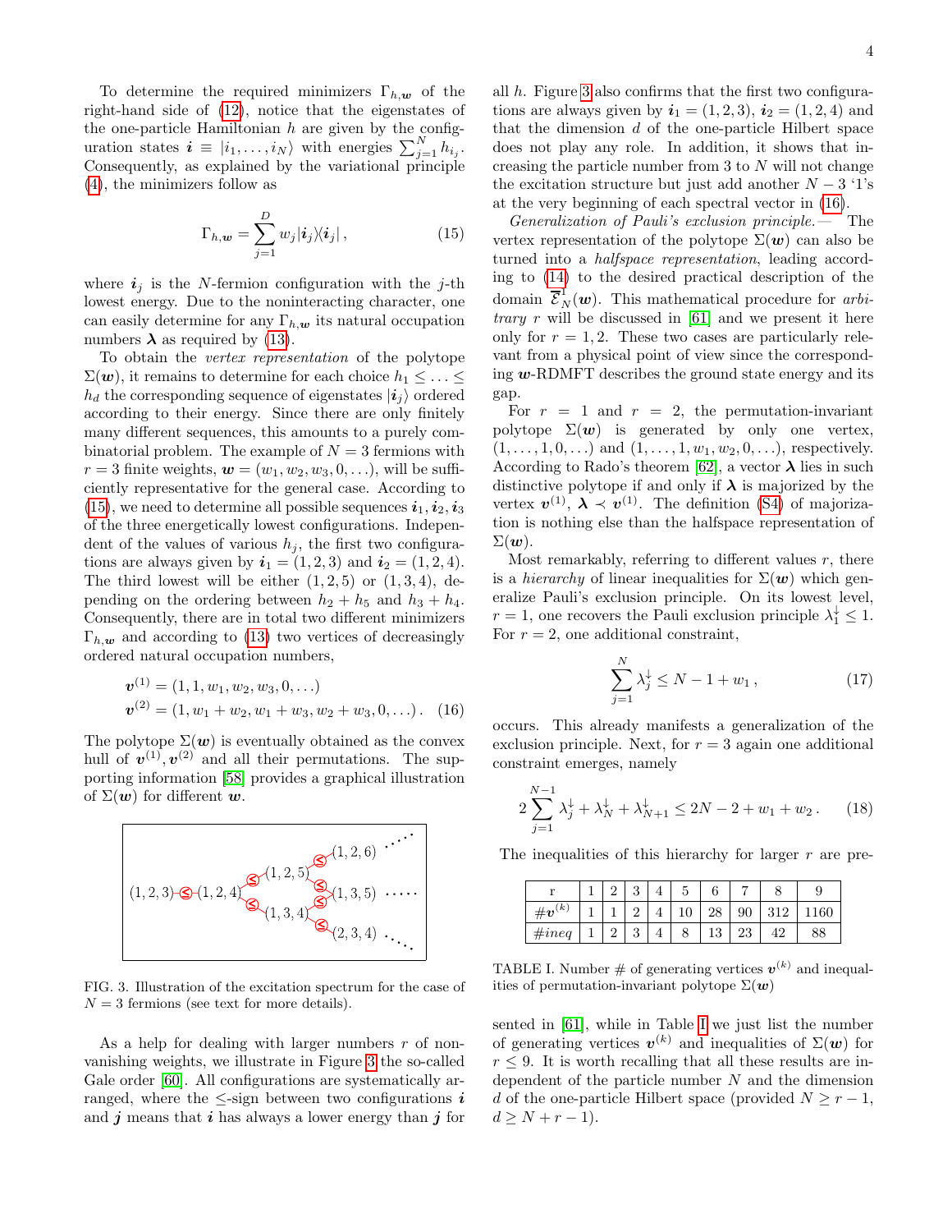To determine the required minimizers $\Gamma_{h,\boldsymbol{w}}$ of the right-hand side of (12), notice that the eigenstates of the one-particle Hamiltonian $h$ are given by the configuration states $\boldsymbol{i} \equiv |i_1,\ldots,i_N\rangle$ with energies $\sum_{j=1}^N h_{i_j}$. Consequently, as explained by the variational principle (4), the minimizers follow as

$$\Gamma_{h,\boldsymbol{w}} = \sum_{j=1}^{D} w_j |\boldsymbol{i}_j\rangle\langle \boldsymbol{i}_j| \,, \tag{15}$$

where $\boldsymbol{i}_j$ is the $N$-fermion configuration with the $j$-th lowest energy. Due to the noninteracting character, one can easily determine for any $\Gamma_{h,\boldsymbol{w}}$ its natural occupation numbers $\boldsymbol{\lambda}$ as required by (13).

To obtain the *vertex representation* of the polytope $\Sigma(\boldsymbol{w})$, it remains to determine for each choice $h_1 \leq \ldots \leq h_d$ the corresponding sequence of eigenstates $|\boldsymbol{i}_j\rangle$ ordered according to their energy. Since there are only finitely many different sequences, this amounts to a purely combinatorial problem. The example of $N=3$ fermions with $r=3$ finite weights, $\boldsymbol{w}=(w_1,w_2,w_3,0,\ldots)$, will be sufficiently representative for the general case. According to (15), we need to determine all possible sequences $\boldsymbol{i}_1,\boldsymbol{i}_2,\boldsymbol{i}_3$ of the three energetically lowest configurations. Independent of the values of various $h_j$, the first two configurations are always given by $\boldsymbol{i}_1=(1,2,3)$ and $\boldsymbol{i}_2=(1,2,4)$. The third lowest will be either $(1,2,5)$ or $(1,3,4)$, depending on the ordering between $h_2+h_5$ and $h_3+h_4$. Consequently, there are in total two different minimizers $\Gamma_{h,\boldsymbol{w}}$ and according to (13) two vertices of decreasingly ordered natural occupation numbers,

$$\begin{aligned}
\boldsymbol{v}^{(1)} &= (1,1,w_1,w_2,w_3,0,\ldots) \\
\boldsymbol{v}^{(2)} &= (1,w_1+w_2,w_1+w_3,w_2+w_3,0,\ldots) \,.
\end{aligned} \tag{16}$$

The polytope $\Sigma(\boldsymbol{w})$ is eventually obtained as the convex hull of $\boldsymbol{v}^{(1)},\boldsymbol{v}^{(2)}$ and all their permutations. The supporting information [58] provides a graphical illustration of $\Sigma(\boldsymbol{w})$ for different $\boldsymbol{w}$.

FIG. 3. Illustration of the excitation spectrum for the case of $N=3$ fermions (see text for more details).

As a help for dealing with larger numbers $r$ of nonvanishing weights, we illustrate in Figure 3 the so-called Gale order [60]. All configurations are systematically arranged, where the $\leq$-sign between two configurations $\boldsymbol{i}$ and $\boldsymbol{j}$ means that $\boldsymbol{i}$ has always a lower energy than $\boldsymbol{j}$ for all $h$. Figure 3 also confirms that the first two configurations are always given by $\boldsymbol{i}_1=(1,2,3)$, $\boldsymbol{i}_2=(1,2,4)$ and that the dimension $d$ of the one-particle Hilbert space does not play any role. In addition, it shows that increasing the particle number from 3 to $N$ will not change the excitation structure but just add another $N-3$ '1's at the very beginning of each spectral vector in (16).

*Generalization of Pauli's exclusion principle.—* The vertex representation of the polytope $\Sigma(\boldsymbol{w})$ can also be turned into a *halfspace representation*, leading according to (14) to the desired practical description of the domain $\overline{\mathcal{E}}^1_N(\boldsymbol{w})$. This mathematical procedure for *arbitrary* $r$ will be discussed in [61] and we present it here only for $r=1,2$. These two cases are particularly relevant from a physical point of view since the corresponding $\boldsymbol{w}$-RDMFT describes the ground state energy and its gap.

For $r=1$ and $r=2$, the permutation-invariant polytope $\Sigma(\boldsymbol{w})$ is generated by only one vertex, $(1,\ldots,1,0,\ldots)$ and $(1,\ldots,1,w_1,w_2,0,\ldots)$, respectively. According to Rado's theorem [62], a vector $\boldsymbol{\lambda}$ lies in such distinctive polytope if and only if $\boldsymbol{\lambda}$ is majorized by the vertex $\boldsymbol{v}^{(1)}$, $\boldsymbol{\lambda} \prec \boldsymbol{v}^{(1)}$. The definition (S4) of majorization is nothing else than the halfspace representation of $\Sigma(\boldsymbol{w})$.

Most remarkably, referring to different values $r$, there is a *hierarchy* of linear inequalities for $\Sigma(\boldsymbol{w})$ which generalize Pauli's exclusion principle. On its lowest level, $r=1$, one recovers the Pauli exclusion principle $\lambda_1^\downarrow \leq 1$. For $r=2$, one additional constraint,

$$\sum_{j=1}^{N} \lambda_j^\downarrow \leq N-1+w_1 \,, \tag{17}$$

occurs. This already manifests a generalization of the exclusion principle. Next, for $r=3$ again one additional constraint emerges, namely

$$2\sum_{j=1}^{N-1} \lambda_j^\downarrow + \lambda_N^\downarrow + \lambda_{N+1}^\downarrow \leq 2N-2+w_1+w_2 \,. \tag{18}$$

The inequalities of this hierarchy for larger $r$ are presented in [61], while in Table I we just list the number of generating vertices $\boldsymbol{v}^{(k)}$ and inequalities of $\Sigma(\boldsymbol{w})$ for $r \leq 9$. It is worth recalling that all these results are independent of the particle number $N$ and the dimension $d$ of the one-particle Hilbert space (provided $N \geq r-1$, $d \geq N+r-1$).

| r | 1 | 2 | 3 | 4 | 5 | 6 | 7 | 8 | 9 |
|---|---|---|---|---|---|---|---|---|---|
| $\#\boldsymbol{v}^{(k)}$ | 1 | 1 | 2 | 4 | 10 | 28 | 90 | 312 | 1160 |
| $\#ineq$ | 1 | 2 | 3 | 4 | 8 | 13 | 23 | 42 | 88 |

TABLE I. Number # of generating vertices $\boldsymbol{v}^{(k)}$ and inequalities of permutation-invariant polytope $\Sigma(\boldsymbol{w})$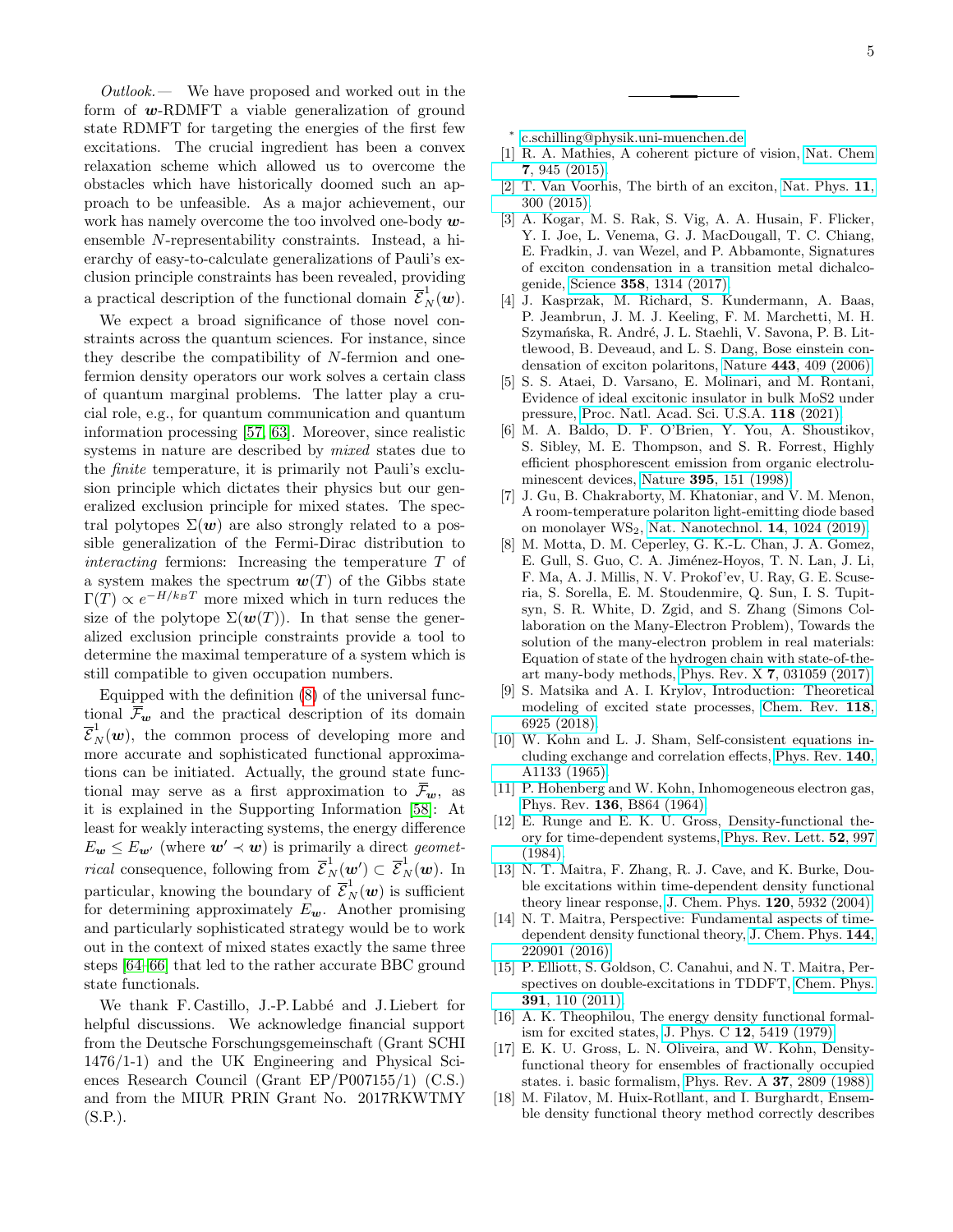*Outlook.*— We have proposed and worked out in the form of $\boldsymbol{w}$-RDMFT a viable generalization of ground state RDMFT for targeting the energies of the first few excitations. The crucial ingredient has been a convex relaxation scheme which allowed us to overcome the obstacles which have historically doomed such an approach to be unfeasible. As a major achievement, our work has namely overcome the too involved one-body $\boldsymbol{w}$-ensemble $N$-representability constraints. Instead, a hierarchy of easy-to-calculate generalizations of Pauli's exclusion principle constraints has been revealed, providing a practical description of the functional domain $\overline{\mathcal{E}}^1_N(\boldsymbol{w})$.

We expect a broad significance of those novel constraints across the quantum sciences. For instance, since they describe the compatibility of $N$-fermion and one-fermion density operators our work solves a certain class of quantum marginal problems. The latter play a crucial role, e.g., for quantum communication and quantum information processing [57, 63]. Moreover, since realistic systems in nature are described by *mixed* states due to the *finite* temperature, it is primarily not Pauli's exclusion principle which dictates their physics but our generalized exclusion principle for mixed states. The spectral polytopes $\Sigma(\boldsymbol{w})$ are also strongly related to a possible generalization of the Fermi-Dirac distribution to *interacting* fermions: Increasing the temperature $T$ of a system makes the spectrum $\boldsymbol{w}(T)$ of the Gibbs state $\Gamma(T) \propto e^{-H/k_B T}$ more mixed which in turn reduces the size of the polytope $\Sigma(\boldsymbol{w}(T))$. In that sense the generalized exclusion principle constraints provide a tool to determine the maximal temperature of a system which is still compatible to given occupation numbers.

Equipped with the definition (8) of the universal functional $\overline{\mathcal{F}}_{\boldsymbol{w}}$ and the practical description of its domain $\overline{\mathcal{E}}^1_N(\boldsymbol{w})$, the common process of developing more and more accurate and sophisticated functional approximations can be initiated. Actually, the ground state functional may serve as a first approximation to $\overline{\mathcal{F}}_{\boldsymbol{w}}$, as it is explained in the Supporting Information [58]: At least for weakly interacting systems, the energy difference $E_{\boldsymbol{w}} \leq E_{\boldsymbol{w}'}$ (where $\boldsymbol{w}' \prec \boldsymbol{w}$) is primarily a direct *geometrical* consequence, following from $\overline{\mathcal{E}}^1_N(\boldsymbol{w}') \subset \overline{\mathcal{E}}^1_N(\boldsymbol{w})$. In particular, knowing the boundary of $\overline{\mathcal{E}}^1_N(\boldsymbol{w})$ is sufficient for determining approximately $E_{\boldsymbol{w}}$. Another promising and particularly sophisticated strategy would be to work out in the context of mixed states exactly the same three steps [64–66] that led to the rather accurate BBC ground state functionals.

We thank F. Castillo, J.-P. Labbé and J. Liebert for helpful discussions. We acknowledge financial support from the Deutsche Forschungsgemeinschaft (Grant SCHI 1476/1-1) and the UK Engineering and Physical Sciences Research Council (Grant EP/P007155/1) (C.S.) and from the MIUR PRIN Grant No. 2017RKWTMY (S.P.).

---

* c.schilling@physik.uni-muenchen.de

[1] R. A. Mathies, A coherent picture of vision, Nat. Chem **7**, 945 (2015).

[2] T. Van Voorhis, The birth of an exciton, Nat. Phys. **11**, 300 (2015).

[3] A. Kogar, M. S. Rak, S. Vig, A. A. Husain, F. Flicker, Y. I. Joe, L. Venema, G. J. MacDougall, T. C. Chiang, E. Fradkin, J. van Wezel, and P. Abbamonte, Signatures of exciton condensation in a transition metal dichalcogenide, Science **358**, 1314 (2017).

[4] J. Kasprzak, M. Richard, S. Kundermann, A. Baas, P. Jeambrun, J. M. J. Keeling, F. M. Marchetti, M. H. Szymańska, R. André, J. L. Staehli, V. Savona, P. B. Littlewood, B. Deveaud, and L. S. Dang, Bose einstein condensation of exciton polaritons, Nature **443**, 409 (2006).

[5] S. S. Ataei, D. Varsano, E. Molinari, and M. Rontani, Evidence of ideal excitonic insulator in bulk MoS2 under pressure, Proc. Natl. Acad. Sci. U.S.A. **118** (2021).

[6] M. A. Baldo, D. F. O'Brien, Y. You, A. Shoustikov, S. Sibley, M. E. Thompson, and S. R. Forrest, Highly efficient phosphorescent emission from organic electroluminescent devices, Nature **395**, 151 (1998).

[7] J. Gu, B. Chakraborty, M. Khatoniar, and V. M. Menon, A room-temperature polariton light-emitting diode based on monolayer $WS_2$, Nat. Nanotechnol. **14**, 1024 (2019).

[8] M. Motta, D. M. Ceperley, G. K.-L. Chan, J. A. Gomez, E. Gull, S. Guo, C. A. Jiménez-Hoyos, T. N. Lan, J. Li, F. Ma, A. J. Millis, N. V. Prokof'ev, U. Ray, G. E. Scuseria, S. Sorella, E. M. Stoudenmire, Q. Sun, I. S. Tupitsyn, S. R. White, D. Zgid, and S. Zhang (Simons Collaboration on the Many-Electron Problem), Towards the solution of the many-electron problem in real materials: Equation of state of the hydrogen chain with state-of-the-art many-body methods, Phys. Rev. X **7**, 031059 (2017).

[9] S. Matsika and A. I. Krylov, Introduction: Theoretical modeling of excited state processes, Chem. Rev. **118**, 6925 (2018).

[10] W. Kohn and L. J. Sham, Self-consistent equations including exchange and correlation effects, Phys. Rev. **140**, A1133 (1965).

[11] P. Hohenberg and W. Kohn, Inhomogeneous electron gas, Phys. Rev. **136**, B864 (1964).

[12] E. Runge and E. K. U. Gross, Density-functional theory for time-dependent systems, Phys. Rev. Lett. **52**, 997 (1984).

[13] N. T. Maitra, F. Zhang, R. J. Cave, and K. Burke, Double excitations within time-dependent density functional theory linear response, J. Chem. Phys. **120**, 5932 (2004).

[14] N. T. Maitra, Perspective: Fundamental aspects of time-dependent density functional theory, J. Chem. Phys. **144**, 220901 (2016).

[15] P. Elliott, S. Goldson, C. Canahui, and N. T. Maitra, Perspectives on double-excitations in TDDFT, Chem. Phys. **391**, 110 (2011).

[16] A. K. Theophilou, The energy density functional formalism for excited states, J. Phys. C **12**, 5419 (1979).

[17] E. K. U. Gross, L. N. Oliveira, and W. Kohn, Density-functional theory for ensembles of fractionally occupied states. i. basic formalism, Phys. Rev. A **37**, 2809 (1988).

[18] M. Filatov, M. Huix-Rotllant, and I. Burghardt, Ensemble density functional theory method correctly describes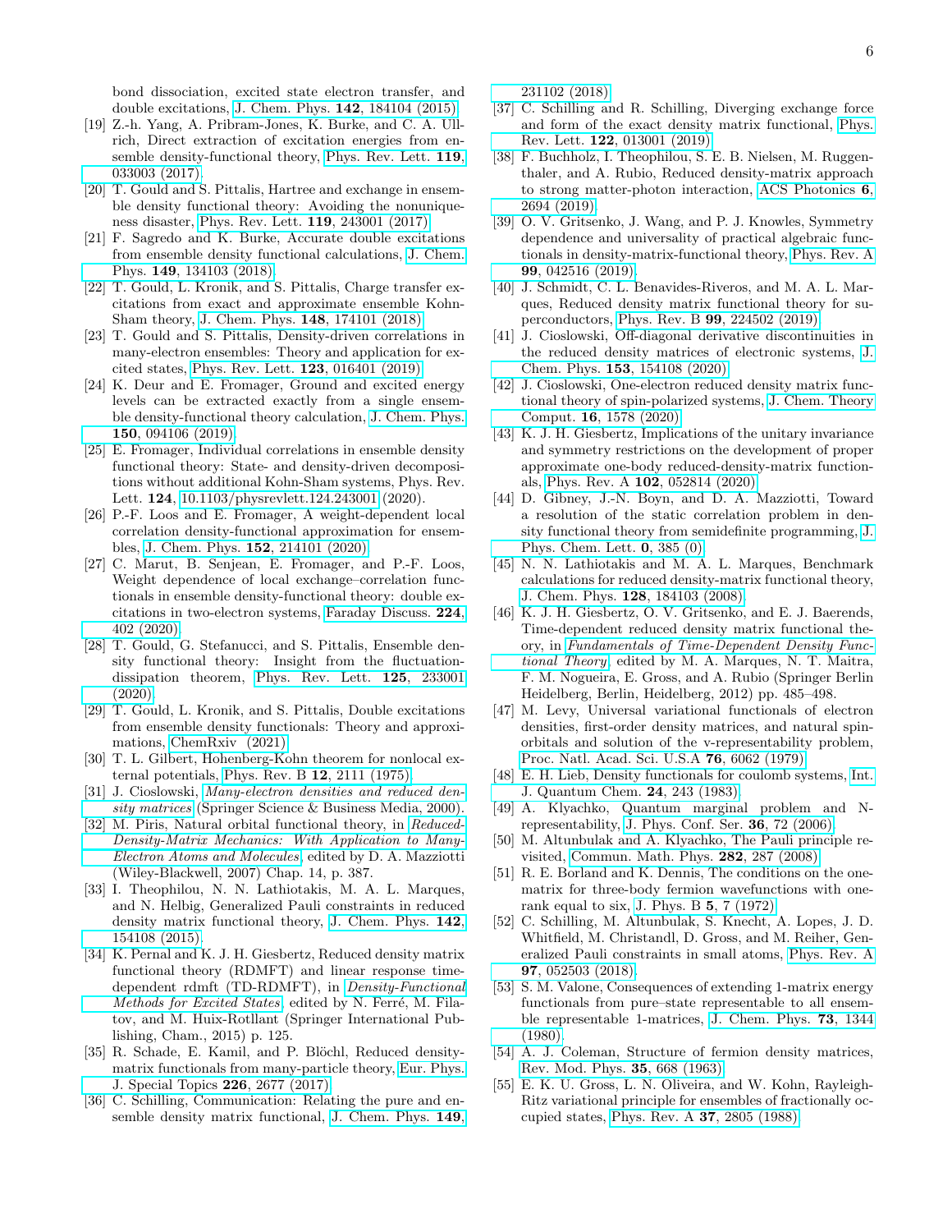bond dissociation, excited state electron transfer, and double excitations, J. Chem. Phys. **142**, 184104 (2015).

[19] Z.-h. Yang, A. Pribram-Jones, K. Burke, and C. A. Ullrich, Direct extraction of excitation energies from ensemble density-functional theory, Phys. Rev. Lett. **119**, 033003 (2017).

[20] T. Gould and S. Pittalis, Hartree and exchange in ensemble density functional theory: Avoiding the nonuniqueness disaster, Phys. Rev. Lett. **119**, 243001 (2017).

[21] F. Sagredo and K. Burke, Accurate double excitations from ensemble density functional calculations, J. Chem. Phys. **149**, 134103 (2018).

[22] T. Gould, L. Kronik, and S. Pittalis, Charge transfer excitations from exact and approximate ensemble Kohn-Sham theory, J. Chem. Phys. **148**, 174101 (2018).

[23] T. Gould and S. Pittalis, Density-driven correlations in many-electron ensembles: Theory and application for excited states, Phys. Rev. Lett. **123**, 016401 (2019).

[24] K. Deur and E. Fromager, Ground and excited energy levels can be extracted exactly from a single ensemble density-functional theory calculation, J. Chem. Phys. **150**, 094106 (2019).

[25] E. Fromager, Individual correlations in ensemble density functional theory: State- and density-driven decompositions without additional Kohn-Sham systems, Phys. Rev. Lett. **124**, 10.1103/physrevlett.124.243001 (2020).

[26] P.-F. Loos and E. Fromager, A weight-dependent local correlation density-functional approximation for ensembles, J. Chem. Phys. **152**, 214101 (2020).

[27] C. Marut, B. Senjean, E. Fromager, and P.-F. Loos, Weight dependence of local exchange–correlation functionals in ensemble density-functional theory: double excitations in two-electron systems, Faraday Discuss. **224**, 402 (2020).

[28] T. Gould, G. Stefanucci, and S. Pittalis, Ensemble density functional theory: Insight from the fluctuation-dissipation theorem, Phys. Rev. Lett. **125**, 233001 (2020).

[29] T. Gould, L. Kronik, and S. Pittalis, Double excitations from ensemble density functionals: Theory and approximations, ChemRxiv (2021).

[30] T. L. Gilbert, Hohenberg-Kohn theorem for nonlocal external potentials, Phys. Rev. B **12**, 2111 (1975).

[31] J. Cioslowski, *Many-electron densities and reduced density matrices* (Springer Science & Business Media, 2000).

[32] M. Piris, Natural orbital functional theory, in *Reduced-Density-Matrix Mechanics: With Application to Many-Electron Atoms and Molecules*, edited by D. A. Mazziotti (Wiley-Blackwell, 2007) Chap. 14, p. 387.

[33] I. Theophilou, N. N. Lathiotakis, M. A. L. Marques, and N. Helbig, Generalized Pauli constraints in reduced density matrix functional theory, J. Chem. Phys. **142**, 154108 (2015).

[34] K. Pernal and K. J. H. Giesbertz, Reduced density matrix functional theory (RDMFT) and linear response time-dependent rdmft (TD-RDMFT), in *Density-Functional Methods for Excited States*, edited by N. Ferré, M. Filatov, and M. Huix-Rotllant (Springer International Publishing, Cham., 2015) p. 125.

[35] R. Schade, E. Kamil, and P. Blöchl, Reduced density-matrix functionals from many-particle theory, Eur. Phys. J. Special Topics **226**, 2677 (2017).

[36] C. Schilling, Communication: Relating the pure and ensemble density matrix functional, J. Chem. Phys. **149**, 231102 (2018).

[37] C. Schilling and R. Schilling, Diverging exchange force and form of the exact density matrix functional, Phys. Rev. Lett. **122**, 013001 (2019).

[38] F. Buchholz, I. Theophilou, S. E. B. Nielsen, M. Ruggenthaler, and A. Rubio, Reduced density-matrix approach to strong matter-photon interaction, ACS Photonics **6**, 2694 (2019).

[39] O. V. Gritsenko, J. Wang, and P. J. Knowles, Symmetry dependence and universality of practical algebraic functionals in density-matrix-functional theory, Phys. Rev. A **99**, 042516 (2019).

[40] J. Schmidt, C. L. Benavides-Riveros, and M. A. L. Marques, Reduced density matrix functional theory for superconductors, Phys. Rev. B **99**, 224502 (2019).

[41] J. Cioslowski, Off-diagonal derivative discontinuities in the reduced density matrices of electronic systems, J. Chem. Phys. **153**, 154108 (2020).

[42] J. Cioslowski, One-electron reduced density matrix functional theory of spin-polarized systems, J. Chem. Theory Comput. **16**, 1578 (2020).

[43] K. J. H. Giesbertz, Implications of the unitary invariance and symmetry restrictions on the development of proper approximate one-body reduced-density-matrix functionals, Phys. Rev. A **102**, 052814 (2020).

[44] D. Gibney, J.-N. Boyn, and D. A. Mazziotti, Toward a resolution of the static correlation problem in density functional theory from semidefinite programming, J. Phys. Chem. Lett. **0**, 385 (0).

[45] N. N. Lathiotakis and M. A. L. Marques, Benchmark calculations for reduced density-matrix functional theory, J. Chem. Phys. **128**, 184103 (2008).

[46] K. J. H. Giesbertz, O. V. Gritsenko, and E. J. Baerends, Time-dependent reduced density matrix functional theory, in *Fundamentals of Time-Dependent Density Functional Theory*, edited by M. A. Marques, N. T. Maitra, F. M. Nogueira, E. Gross, and A. Rubio (Springer Berlin Heidelberg, Berlin, Heidelberg, 2012) pp. 485–498.

[47] M. Levy, Universal variational functionals of electron densities, first-order density matrices, and natural spin-orbitals and solution of the v-representability problem, Proc. Natl. Acad. Sci. U.S.A **76**, 6062 (1979).

[48] E. H. Lieb, Density functionals for coulomb systems, Int. J. Quantum Chem. **24**, 243 (1983).

[49] A. Klyachko, Quantum marginal problem and N-representability, J. Phys. Conf. Ser. **36**, 72 (2006).

[50] M. Altunbulak and A. Klyachko, The Pauli principle revisited, Commun. Math. Phys. **282**, 287 (2008).

[51] R. E. Borland and K. Dennis, The conditions on the one-matrix for three-body fermion wavefunctions with one-rank equal to six, J. Phys. B **5**, 7 (1972).

[52] C. Schilling, M. Altunbulak, S. Knecht, A. Lopes, J. D. Whitfield, M. Christandl, D. Gross, and M. Reiher, Generalized Pauli constraints in small atoms, Phys. Rev. A **97**, 052503 (2018).

[53] S. M. Valone, Consequences of extending 1-matrix energy functionals from pure–state representable to all ensemble representable 1-matrices, J. Chem. Phys. **73**, 1344 (1980).

[54] A. J. Coleman, Structure of fermion density matrices, Rev. Mod. Phys. **35**, 668 (1963).

[55] E. K. U. Gross, L. N. Oliveira, and W. Kohn, Rayleigh-Ritz variational principle for ensembles of fractionally occupied states, Phys. Rev. A **37**, 2805 (1988).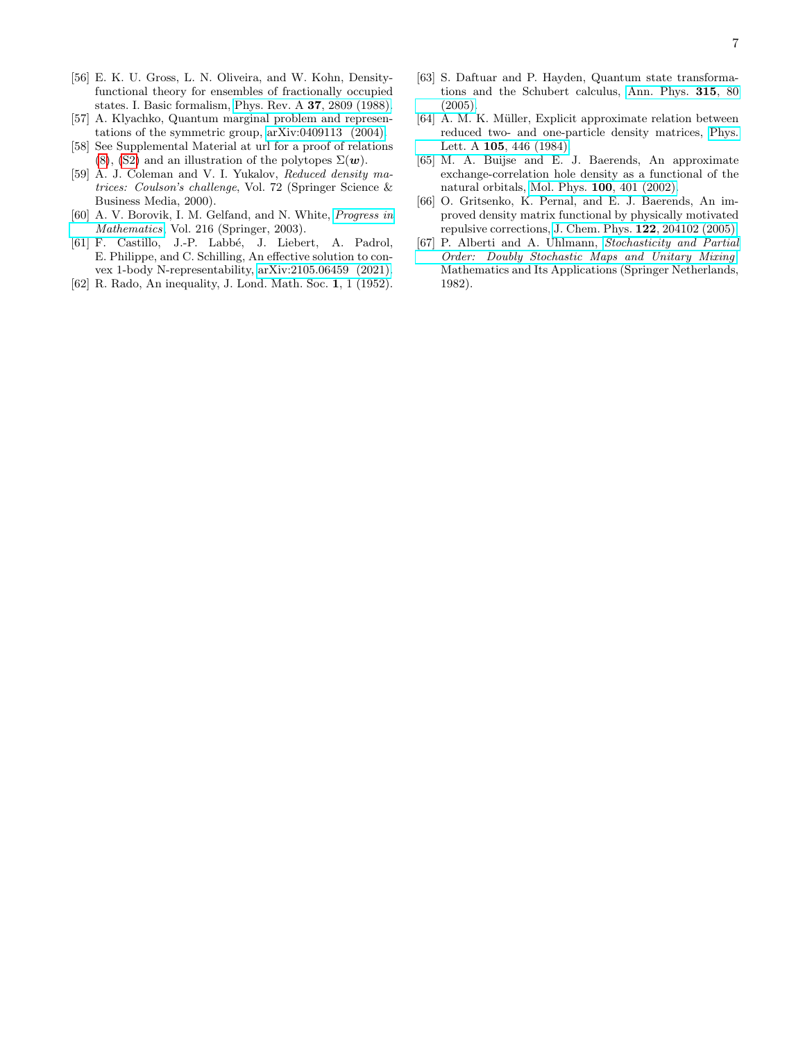[56] E. K. U. Gross, L. N. Oliveira, and W. Kohn, Density-functional theory for ensembles of fractionally occupied states. I. Basic formalism, Phys. Rev. A **37**, 2809 (1988).

[57] A. Klyachko, Quantum marginal problem and representations of the symmetric group, arXiv:0409113 (2004).

[58] See Supplemental Material at url for a proof of relations (8), (S2) and an illustration of the polytopes $\Sigma(\boldsymbol{w})$.

[59] A. J. Coleman and V. I. Yukalov, *Reduced density matrices: Coulson's challenge*, Vol. 72 (Springer Science & Business Media, 2000).

[60] A. V. Borovik, I. M. Gelfand, and N. White, *Progress in Mathematics*, Vol. 216 (Springer, 2003).

[61] F. Castillo, J.-P. Labbé, J. Liebert, A. Padrol, E. Philippe, and C. Schilling, An effective solution to convex 1-body N-representability, arXiv:2105.06459 (2021).

[62] R. Rado, An inequality, J. Lond. Math. Soc. **1**, 1 (1952).

[63] S. Daftuar and P. Hayden, Quantum state transformations and the Schubert calculus, Ann. Phys. **315**, 80 (2005).

[64] A. M. K. Müller, Explicit approximate relation between reduced two- and one-particle density matrices, Phys. Lett. A **105**, 446 (1984).

[65] M. A. Buijse and E. J. Baerends, An approximate exchange-correlation hole density as a functional of the natural orbitals, Mol. Phys. **100**, 401 (2002).

[66] O. Gritsenko, K. Pernal, and E. J. Baerends, An improved density matrix functional by physically motivated repulsive corrections, J. Chem. Phys. **122**, 204102 (2005).

[67] P. Alberti and A. Uhlmann, *Stochasticity and Partial Order: Doubly Stochastic Maps and Unitary Mixing*, Mathematics and Its Applications (Springer Netherlands, 1982).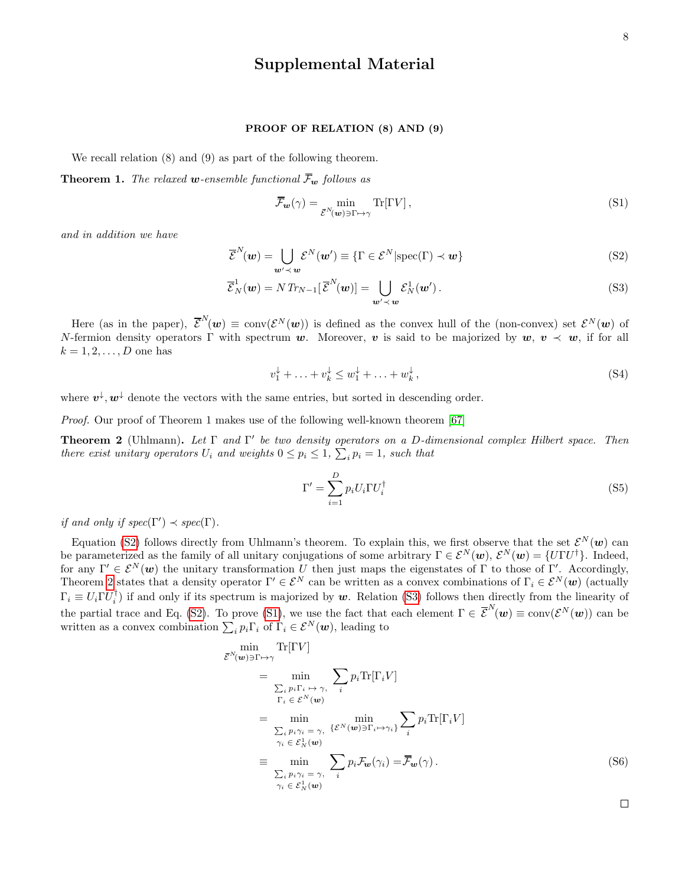# Supplemental Material

## PROOF OF RELATION (8) AND (9)

We recall relation (8) and (9) as part of the following theorem.

**Theorem 1.** *The relaxed $\boldsymbol{w}$-ensemble functional $\overline{\mathcal{F}}_{\boldsymbol{w}}$ follows as*

$$\overline{\mathcal{F}}_{\boldsymbol{w}}(\gamma) = \min_{\overline{\mathcal{E}}^N(\boldsymbol{w})\ni\Gamma\mapsto\gamma} \mathrm{Tr}[\Gamma V]\,, \tag{S1}$$

*and in addition we have*

$$\overline{\mathcal{E}}^N(\boldsymbol{w}) = \bigcup_{\boldsymbol{w}'\prec\boldsymbol{w}} \mathcal{E}^N(\boldsymbol{w}') \equiv \{\Gamma\in\mathcal{E}^N|\mathrm{spec}(\Gamma)\prec\boldsymbol{w}\} \tag{S2}$$

$$\overline{\mathcal{E}}^1_N(\boldsymbol{w}) = N\,Tr_{N-1}[\,\overline{\mathcal{E}}^N(\boldsymbol{w})] = \bigcup_{\boldsymbol{w}'\prec\boldsymbol{w}} \mathcal{E}^1_N(\boldsymbol{w}')\,. \tag{S3}$$

Here (as in the paper), $\overline{\mathcal{E}}^N(\boldsymbol{w}) \equiv \mathrm{conv}(\mathcal{E}^N(\boldsymbol{w}))$ is defined as the convex hull of the (non-convex) set $\mathcal{E}^N(\boldsymbol{w})$ of $N$-fermion density operators $\Gamma$ with spectrum $\boldsymbol{w}$. Moreover, $\boldsymbol{v}$ is said to be majorized by $\boldsymbol{w}$, $\boldsymbol{v}\prec\boldsymbol{w}$, if for all $k=1,2,\ldots,D$ one has

$$v_1^\downarrow+\ldots+v_k^\downarrow \leq w_1^\downarrow+\ldots+w_k^\downarrow\,, \tag{S4}$$

where $\boldsymbol{v}^\downarrow,\boldsymbol{w}^\downarrow$ denote the vectors with the same entries, but sorted in descending order.

*Proof.* Our proof of Theorem 1 makes use of the following well-known theorem [67]

**Theorem 2** (Uhlmann)**.** *Let $\Gamma$ and $\Gamma'$ be two density operators on a $D$-dimensional complex Hilbert space. Then there exist unitary operators $U_i$ and weights $0\leq p_i\leq 1$, $\sum_i p_i = 1$, such that*

$$\Gamma' = \sum_{i=1}^{D} p_i U_i \Gamma U_i^\dagger \tag{S5}$$

*if and only if spec$(\Gamma')\prec$ spec$(\Gamma)$.*

Equation (S2) follows directly from Uhlmann's theorem. To explain this, we first observe that the set $\mathcal{E}^N(\boldsymbol{w})$ can be parameterized as the family of all unitary conjugations of some arbitrary $\Gamma\in\mathcal{E}^N(\boldsymbol{w})$, $\mathcal{E}^N(\boldsymbol{w}) = \{U\Gamma U^\dagger\}$. Indeed, for any $\Gamma'\in\mathcal{E}^N(\boldsymbol{w})$ the unitary transformation $U$ then just maps the eigenstates of $\Gamma$ to those of $\Gamma'$. Accordingly, Theorem 2 states that a density operator $\Gamma'\in\mathcal{E}^N$ can be written as a convex combinations of $\Gamma_i\in\mathcal{E}^N(\boldsymbol{w})$ (actually $\Gamma_i\equiv U_i\Gamma U_i^\dagger$) if and only if its spectrum is majorized by $\boldsymbol{w}$. Relation (S3) follows then directly from the linearity of the partial trace and Eq. (S2). To prove (S1), we use the fact that each element $\Gamma\in\overline{\mathcal{E}}^N(\boldsymbol{w})\equiv\mathrm{conv}(\mathcal{E}^N(\boldsymbol{w}))$ can be written as a convex combination $\sum_i p_i\Gamma_i$ of $\Gamma_i\in\mathcal{E}^N(\boldsymbol{w})$, leading to

$$\begin{aligned}
&\min_{\overline{\mathcal{E}}^N(\boldsymbol{w})\ni\Gamma\mapsto\gamma} \mathrm{Tr}[\Gamma V] \\
&= \min_{\substack{\sum_i p_i\Gamma_i\,\mapsto\,\gamma,\\ \Gamma_i\,\in\,\mathcal{E}^N(\boldsymbol{w})}} \sum_i p_i \mathrm{Tr}[\Gamma_i V] \\
&= \min_{\substack{\sum_i p_i\gamma_i\,=\,\gamma,\\ \gamma_i\,\in\,\mathcal{E}^1_N(\boldsymbol{w})}} \min_{\{\mathcal{E}^N(\boldsymbol{w})\ni\Gamma_i\mapsto\gamma_i\}} \sum_i p_i \mathrm{Tr}[\Gamma_i V] \\
&\equiv \min_{\substack{\sum_i p_i\gamma_i\,=\,\gamma,\\ \gamma_i\,\in\,\mathcal{E}^1_N(\boldsymbol{w})}} \sum_i p_i \mathcal{F}_{\boldsymbol{w}}(\gamma_i) = \overline{\mathcal{F}}_{\boldsymbol{w}}(\gamma)\,.
\end{aligned} \tag{S6}$$

□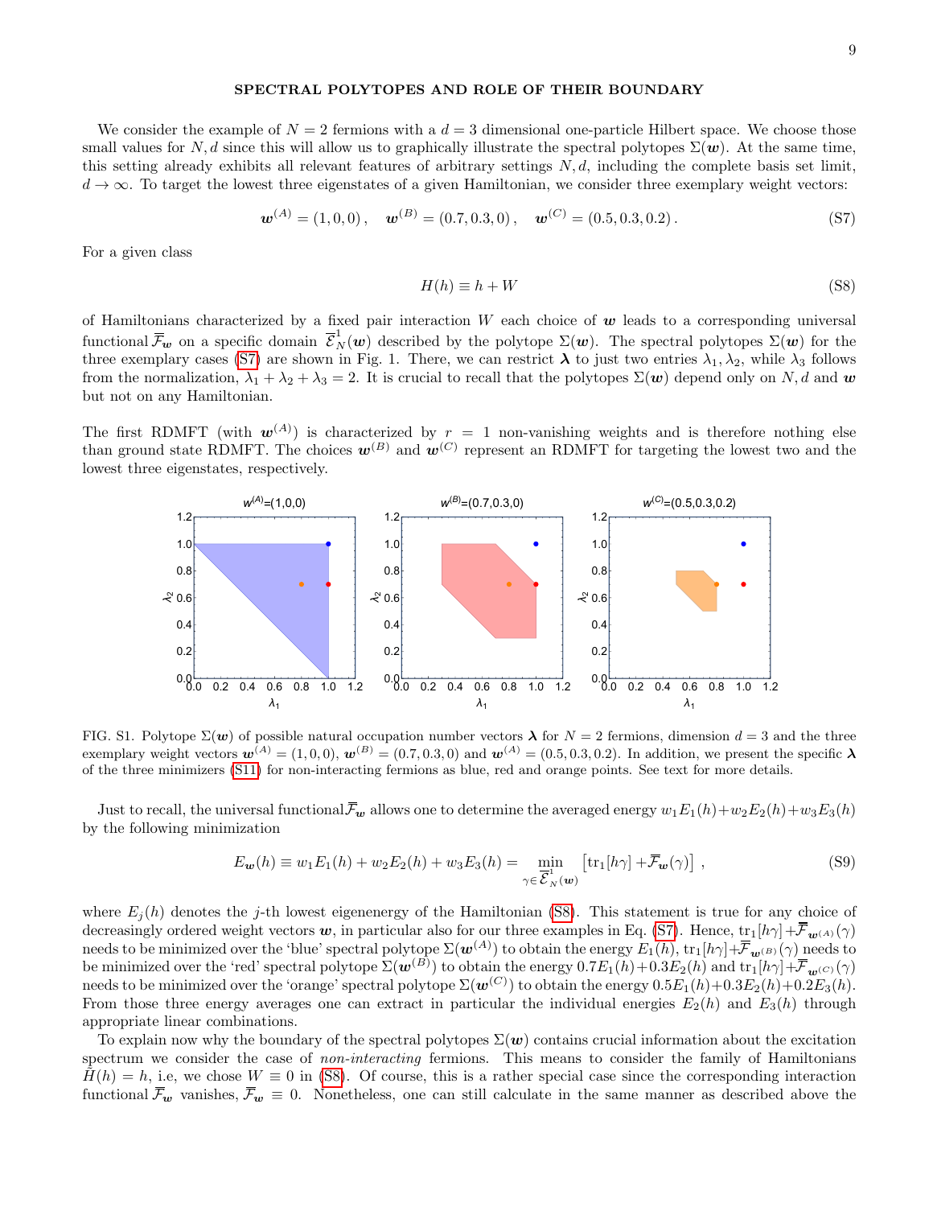## SPECTRAL POLYTOPES AND ROLE OF THEIR BOUNDARY

We consider the example of $N = 2$ fermions with a $d = 3$ dimensional one-particle Hilbert space. We choose those small values for $N, d$ since this will allow us to graphically illustrate the spectral polytopes $\Sigma(\boldsymbol{w})$. At the same time, this setting already exhibits all relevant features of arbitrary settings $N, d$, including the complete basis set limit, $d \to \infty$. To target the lowest three eigenstates of a given Hamiltonian, we consider three exemplary weight vectors:

$$\boldsymbol{w}^{(A)} = (1, 0, 0)\,, \quad \boldsymbol{w}^{(B)} = (0.7, 0.3, 0)\,, \quad \boldsymbol{w}^{(C)} = (0.5, 0.3, 0.2)\,. \tag{S7}$$

For a given class

$$H(h) \equiv h + W \tag{S8}$$

of Hamiltonians characterized by a fixed pair interaction $W$ each choice of $\boldsymbol{w}$ leads to a corresponding universal functional $\overline{\mathcal{F}}_{\boldsymbol{w}}$ on a specific domain $\overline{\mathcal{E}}^1_N(\boldsymbol{w})$ described by the polytope $\Sigma(\boldsymbol{w})$. The spectral polytopes $\Sigma(\boldsymbol{w})$ for the three exemplary cases (S7) are shown in Fig. 1. There, we can restrict $\boldsymbol{\lambda}$ to just two entries $\lambda_1, \lambda_2$, while $\lambda_3$ follows from the normalization, $\lambda_1 + \lambda_2 + \lambda_3 = 2$. It is crucial to recall that the polytopes $\Sigma(\boldsymbol{w})$ depend only on $N, d$ and $\boldsymbol{w}$ but not on any Hamiltonian.

The first RDMFT (with $\boldsymbol{w}^{(A)}$) is characterized by $r = 1$ non-vanishing weights and is therefore nothing else than ground state RDMFT. The choices $\boldsymbol{w}^{(B)}$ and $\boldsymbol{w}^{(C)}$ represent an RDMFT for targeting the lowest two and the lowest three eigenstates, respectively.

FIG. S1. Polytope $\Sigma(\boldsymbol{w})$ of possible natural occupation number vectors $\boldsymbol{\lambda}$ for $N = 2$ fermions, dimension $d = 3$ and the three exemplary weight vectors $\boldsymbol{w}^{(A)} = (1, 0, 0)$, $\boldsymbol{w}^{(B)} = (0.7, 0.3, 0)$ and $\boldsymbol{w}^{(A)} = (0.5, 0.3, 0.2)$. In addition, we present the specific $\boldsymbol{\lambda}$ of the three minimizers (S11) for non-interacting fermions as blue, red and orange points. See text for more details.

Just to recall, the universal functional $\overline{\mathcal{F}}_{\boldsymbol{w}}$ allows one to determine the averaged energy $w_1 E_1(h) + w_2 E_2(h) + w_3 E_3(h)$ by the following minimization

$$E_{\boldsymbol{w}}(h) \equiv w_1 E_1(h) + w_2 E_2(h) + w_3 E_3(h) = \min_{\gamma \in \overline{\mathcal{E}}^1_N(\boldsymbol{w})} \left[ \mathrm{tr}_1[h\gamma] + \overline{\mathcal{F}}_{\boldsymbol{w}}(\gamma) \right] , \tag{S9}$$

where $E_j(h)$ denotes the $j$-th lowest eigenenergy of the Hamiltonian (S8). This statement is true for any choice of decreasingly ordered weight vectors $\boldsymbol{w}$, in particular also for our three examples in Eq. (S7). Hence, $\mathrm{tr}_1[h\gamma] + \overline{\mathcal{F}}_{\boldsymbol{w}^{(A)}}(\gamma)$ needs to be minimized over the 'blue' spectral polytope $\Sigma(\boldsymbol{w}^{(A)})$ to obtain the energy $E_1(h)$, $\mathrm{tr}_1[h\gamma] + \overline{\mathcal{F}}_{\boldsymbol{w}^{(B)}}(\gamma)$ needs to be minimized over the 'red' spectral polytope $\Sigma(\boldsymbol{w}^{(B)})$ to obtain the energy $0.7E_1(h) + 0.3E_2(h)$ and $\mathrm{tr}_1[h\gamma] + \overline{\mathcal{F}}_{\boldsymbol{w}^{(C)}}(\gamma)$ needs to be minimized over the 'orange' spectral polytope $\Sigma(\boldsymbol{w}^{(C)})$ to obtain the energy $0.5E_1(h) + 0.3E_2(h) + 0.2E_3(h)$. From those three energy averages one can extract in particular the individual energies $E_2(h)$ and $E_3(h)$ through appropriate linear combinations.

To explain now why the boundary of the spectral polytopes $\Sigma(\boldsymbol{w})$ contains crucial information about the excitation spectrum we consider the case of *non-interacting* fermions. This means to consider the family of Hamiltonians $H(h) = h$, i.e, we chose $W \equiv 0$ in (S8). Of course, this is a rather special case since the corresponding interaction functional $\overline{\mathcal{F}}_{\boldsymbol{w}}$ vanishes, $\overline{\mathcal{F}}_{\boldsymbol{w}} \equiv 0$. Nonetheless, one can still calculate in the same manner as described above the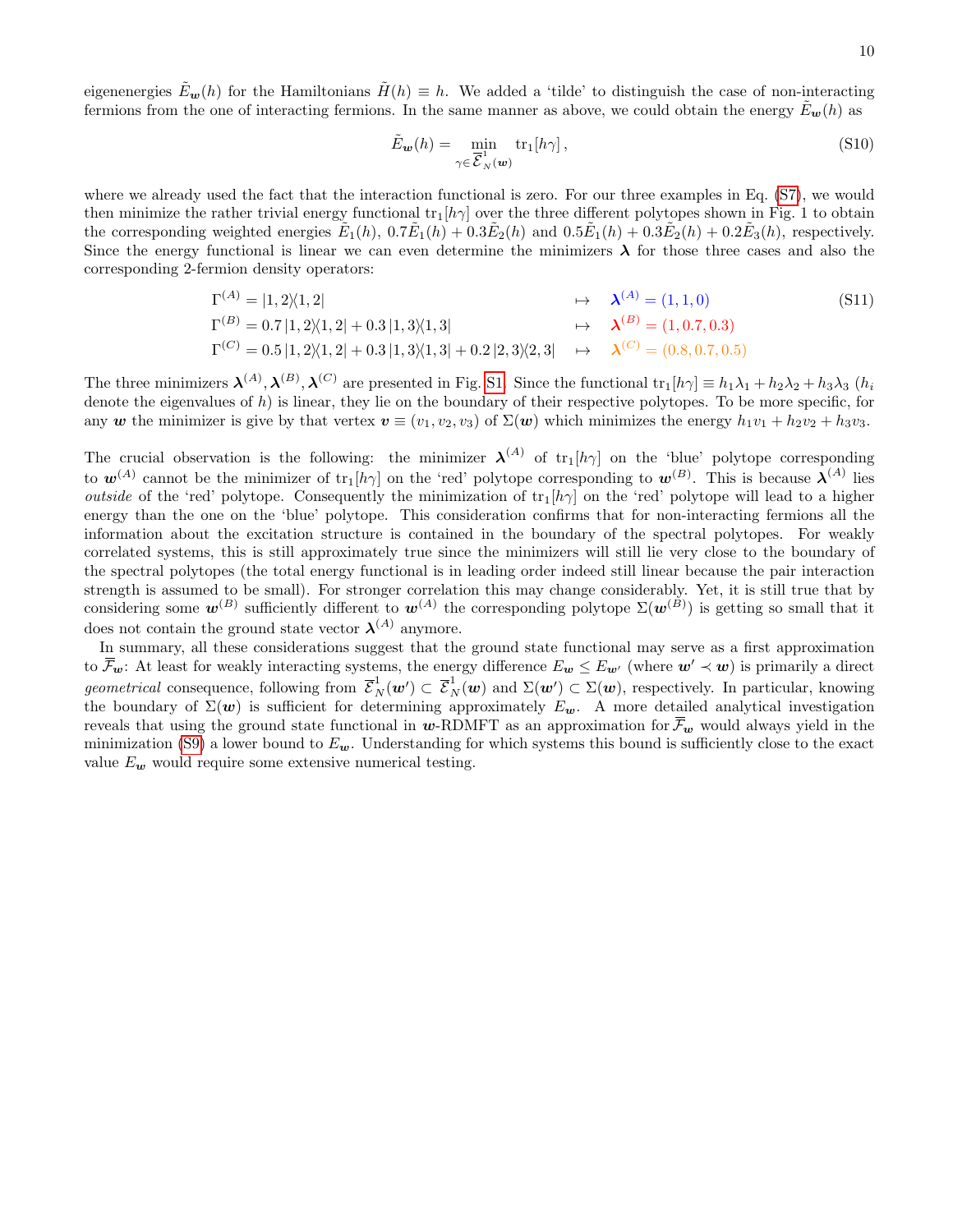eigenenergies $\tilde{E}_{\boldsymbol{w}}(h)$ for the Hamiltonians $\tilde{H}(h) \equiv h$. We added a 'tilde' to distinguish the case of non-interacting fermions from the one of interacting fermions. In the same manner as above, we could obtain the energy $\tilde{E}_{\boldsymbol{w}}(h)$ as

$$\tilde{E}_{\boldsymbol{w}}(h) = \min_{\gamma \in \overline{\mathcal{E}}^1_N(\boldsymbol{w})} \mathrm{tr}_1[h\gamma]\,, \tag{S10}$$

where we already used the fact that the interaction functional is zero. For our three examples in Eq. (S7), we would then minimize the rather trivial energy functional $\mathrm{tr}_1[h\gamma]$ over the three different polytopes shown in Fig. 1 to obtain the corresponding weighted energies $\tilde{E}_1(h)$, $0.7\tilde{E}_1(h) + 0.3\tilde{E}_2(h)$ and $0.5\tilde{E}_1(h) + 0.3\tilde{E}_2(h) + 0.2\tilde{E}_3(h)$, respectively. Since the energy functional is linear we can even determine the minimizers $\boldsymbol{\lambda}$ for those three cases and also the corresponding 2-fermion density operators:

$$\begin{aligned}
\Gamma^{(A)} &= |1,2\rangle\langle 1,2| &&\mapsto \quad \boldsymbol{\lambda}^{(A)} = (1,1,0) \\
\Gamma^{(B)} &= 0.7\,|1,2\rangle\langle 1,2| + 0.3\,|1,3\rangle\langle 1,3| &&\mapsto \quad \boldsymbol{\lambda}^{(B)} = (1,0.7,0.3) \\
\Gamma^{(C)} &= 0.5\,|1,2\rangle\langle 1,2| + 0.3\,|1,3\rangle\langle 1,3| + 0.2\,|2,3\rangle\langle 2,3| &&\mapsto \quad \boldsymbol{\lambda}^{(C)} = (0.8,0.7,0.5)
\end{aligned} \tag{S11}$$

The three minimizers $\boldsymbol{\lambda}^{(A)}, \boldsymbol{\lambda}^{(B)}, \boldsymbol{\lambda}^{(C)}$ are presented in Fig. S1. Since the functional $\mathrm{tr}_1[h\gamma] \equiv h_1\lambda_1 + h_2\lambda_2 + h_3\lambda_3$ ($h_i$ denote the eigenvalues of $h$) is linear, they lie on the boundary of their respective polytopes. To be more specific, for any $\boldsymbol{w}$ the minimizer is give by that vertex $\boldsymbol{v} \equiv (v_1, v_2, v_3)$ of $\Sigma(\boldsymbol{w})$ which minimizes the energy $h_1v_1 + h_2v_2 + h_3v_3$.

The crucial observation is the following: the minimizer $\boldsymbol{\lambda}^{(A)}$ of $\mathrm{tr}_1[h\gamma]$ on the 'blue' polytope corresponding to $\boldsymbol{w}^{(A)}$ cannot be the minimizer of $\mathrm{tr}_1[h\gamma]$ on the 'red' polytope corresponding to $\boldsymbol{w}^{(B)}$. This is because $\boldsymbol{\lambda}^{(A)}$ lies *outside* of the 'red' polytope. Consequently the minimization of $\mathrm{tr}_1[h\gamma]$ on the 'red' polytope will lead to a higher energy than the one on the 'blue' polytope. This consideration confirms that for non-interacting fermions all the information about the excitation structure is contained in the boundary of the spectral polytopes. For weakly correlated systems, this is still approximately true since the minimizers will still lie very close to the boundary of the spectral polytopes (the total energy functional is in leading order indeed still linear because the pair interaction strength is assumed to be small). For stronger correlation this may change considerably. Yet, it is still true that by considering some $\boldsymbol{w}^{(B)}$ sufficiently different to $\boldsymbol{w}^{(A)}$ the corresponding polytope $\Sigma(\boldsymbol{w}^{(B)})$ is getting so small that it does not contain the ground state vector $\boldsymbol{\lambda}^{(A)}$ anymore.

In summary, all these considerations suggest that the ground state functional may serve as a first approximation to $\overline{\mathcal{F}}_{\boldsymbol{w}}$: At least for weakly interacting systems, the energy difference $E_{\boldsymbol{w}} \leq E_{\boldsymbol{w}'}$ (where $\boldsymbol{w}' \prec \boldsymbol{w}$) is primarily a direct *geometrical* consequence, following from $\overline{\mathcal{E}}^1_N(\boldsymbol{w}') \subset \overline{\mathcal{E}}^1_N(\boldsymbol{w})$ and $\Sigma(\boldsymbol{w}') \subset \Sigma(\boldsymbol{w})$, respectively. In particular, knowing the boundary of $\Sigma(\boldsymbol{w})$ is sufficient for determining approximately $E_{\boldsymbol{w}}$. A more detailed analytical investigation reveals that using the ground state functional in $\boldsymbol{w}$-RDMFT as an approximation for $\overline{\mathcal{F}}_{\boldsymbol{w}}$ would always yield in the minimization (S9) a lower bound to $E_{\boldsymbol{w}}$. Understanding for which systems this bound is sufficiently close to the exact value $E_{\boldsymbol{w}}$ would require some extensive numerical testing.